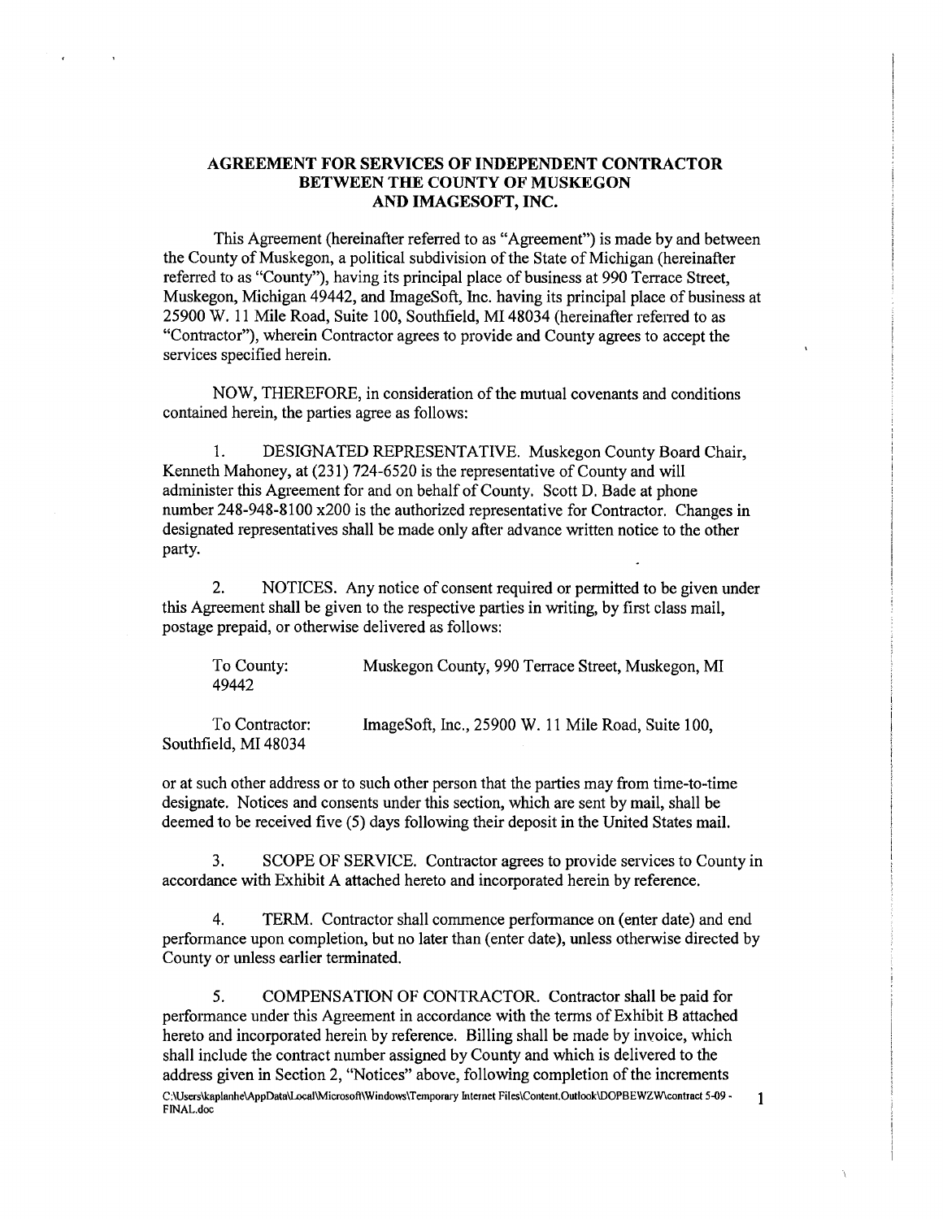# AGREEMENT FOR SERVICES OF INDEPENDENT CONTRACTOR BETWEEN THE COUNTY OF MUSKEGON AND IMAGESOFT, INC.

This Agreement (hereinafter referred to as "Agreement") is made by and between the County of Muskegon, a political subdivision of the State of Michigan (hereinafter referred to as "County"), having its principal place of business at 990 Terrace Street, Muskegon, Michigan 49442, and ImageSoft, Inc. having its principal place of business at 25900 W. 11 Mile Road, Suite 100, Southfield, MI 48034 (hereinafter referred to as "Contractor"), wherein Contractor agrees to provide and County agrees to accept the services specified herein.

NOW, THEREFORE, in consideration of the mutual covenants and conditions contained herein, the parties agree as follows:

1. DESIGNATED REPRESENTATIVE. Muskegon County Board Chair, Kenneth Mahoney, at (231) 724-6520 is the representative of County and will administer this Agreement for and on behalf of County. Scott D. Bade at phone number 248-948-8100 x200 is the authorized representative for Contractor. Changes in designated representatives shall be made only after advance written notice to the other party.

2. NOTICES. Any notice of consent required or permitted to be given under this Agreement shall be given to the respective parties in writing, by first class mail, postage prepaid, or otherwise delivered as follows:

To County: Muskegon County, 990 Terrace Street, Muskegon, MI 49442

To Contractor: ImageSoft, Inc., 25900 W. 11 Mile Road, Suite 100, Southfield, MI 48034

or at such other address or to such other person that the parties may from time-to-time designate. Notices and consents under this section, which are sent by mail, shall be deemed to be received five (5) days following their deposit in the United States mail.

3. SCOPE OF SERVICE. Contractor agrees to provide services to County in accordance with Exhibit A attached hereto and incorporated herein by reference.

4. TERM. Contractor shall commence performance on (enter date) and end performance upon completion, but no later than (enter date), unless otherwise directed by County or unless earlier terminated.

5. COMPENSATION OF CONTRACTOR. Contractor shall be paid for performance under this Agreement in accordance with the terms of Exhibit B attached hereto and incorporated herein by reference. Billing shall be made by invoice, which shall include the contract number assigned by County and which is delivered to the address given in Section 2, "Notices" above, following completion of the increments

C:\Users\kaplanhe\AppData\Local\Microsoft\Windows\Temporary Internet Files\Content.Outlook\DOPBEWZW\contract 5-09 - FINAL.doc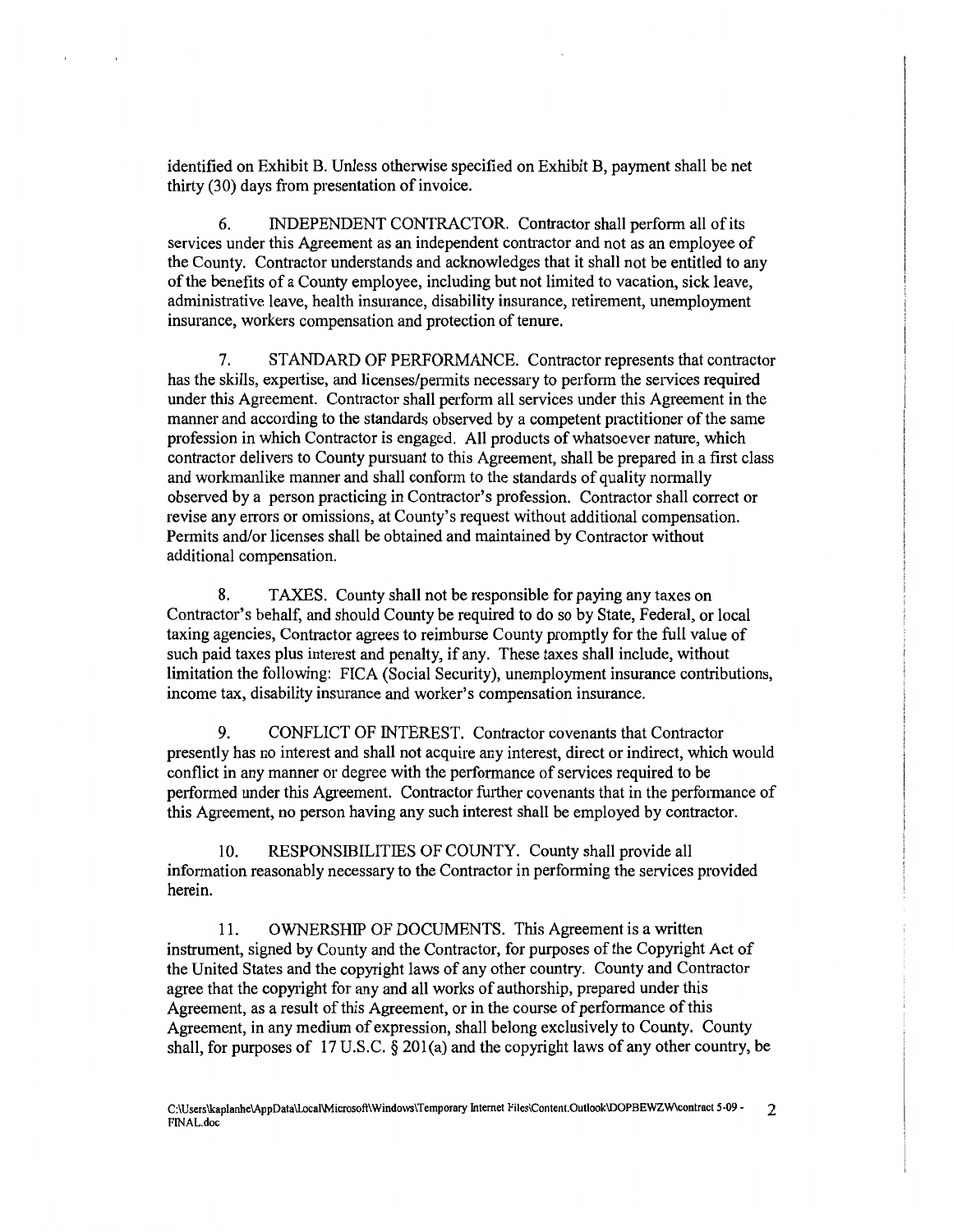identified on Exhibit B. Unless otherwise specified on Exhibit B, payment shall be net thirty (30) days from presentation of invoice.

6. INDEPENDENT CONTRACTOR. Contractor shall perform all of its services under this Agreement as an independent contractor and not as an employee of the County. Contractor understands and acknowledges that it shall not be entitled to any of the benefits of a County employee, including but not limited to vacation, sick leave, administrative leave, health insurance, disability insurance, retirement, unemployment insurance, workers compensation and protection of tenure.

7. STANDARD OF PERFORMANCE. Contractor represents that contractor has the skills, expertise, and licenses/permits necessary to perform the services required under this Agreement. Contractor shall perform all services under this Agreement in the manner and according to the standards observed by a competent practitioner of the same profession in which Contractor is engaged. All products of whatsoever nature, which contractor delivers to County pursuant to this Agreement, shall be prepared in a first class and workmanlike manner and shall conform to the standards of quality normally observed by a person practicing in Contractor's profession. Contractor shall correct or revise any errors or omissions, at County's request without additional compensation. Permits and/or licenses shall be obtained and maintained by Contractor without additional compensation.

8. TAXES. County shall not be responsible for paying any taxes on Contractor's behalf, and should County be required to do so by State, Federal, or local taxing agencies, Contractor agrees to reimburse County promptly for the full value of such paid taxes plus interest and penalty, if any. These taxes shall include, without limitation the following: FICA (Social Security), unemployment insurance contributions, income tax, disability insurance and worker's compensation insurance.

9. CONFLICT OF INTEREST. Contractor covenants that Contractor presently has no interest and shall not acquire any interest, direct or indirect, which would conflict in any manner or degree with the performance of services required to be performed under this Agreement. Contractor further covenants that in the performance of this Agreement, no person having any such interest shall be employed by contractor.

10. RESPONSIBILITIES OF COUNTY. County shall provide all information reasonably necessary to the Contractor in performing the services provided herein.

11. OWNERSHIP OF DOCUMENTS. This Agreement is a written instrument, signed by County and the Contractor, for purposes of the Copyright Act of the United States and the copyright laws of any other country. County and Contractor agree that the copyright for any and all works of authorship, prepared under this Agreement, as a result of this Agreement, or in the course of performance of this Agreement, in any medium of expression, shall belong exclusively to County. County shall, for purposes of 17 U.S.C. § 201(a) and the copyright laws of any other country, be

C:\Users\kaplanhe\AppData\Local\Microsoft\Windows\Temporary Internet Files\Content.Outlook\DOPBEWZW\contract 5-09 - FINAL.doc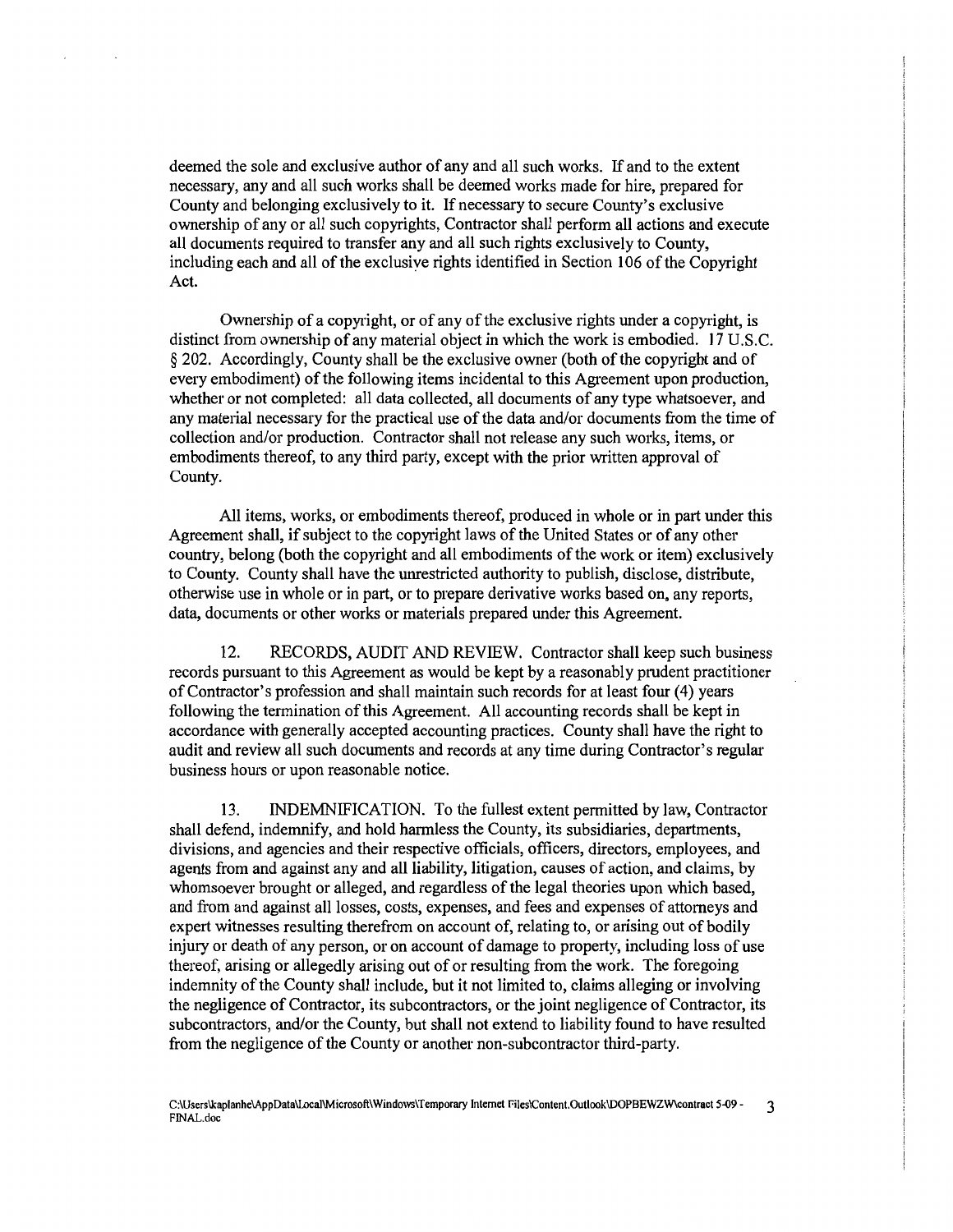deemed the sole and exclusive author of any and all such works. If and to the extent necessary, any and all such works shall be deemed works made for hire, prepared for County and belonging exclusively to it. If necessary to secure County's exclusive ownership of any or all such copyrights, Contractor shall perform all actions and execute all documents required to transfer any and all such rights exclusively to County, including each and all of the exclusive rights identified in Section 106 of the Copyright Act.

Ownership of a copyright, or of any of the exclusive rights under a copyright, is distinct from ownership of any material object in which the work is embodied. 17 U.S.C. § 202. Accordingly, County shall be the exclusive owner (both of the copyright and of every embodiment) of the following items incidental to this Agreement upon production, whether or not completed: all data collected, all documents of any type whatsoever, and any material necessary for the practical use of the data and/or documents from the time of collection and/or production. Contractor shall not release any such works, items, or embodiments thereof, to any third party, except with the prior written approval of County.

All items, works, or embodiments thereof, produced in whole or in part under this Agreement shall, if subject to the copyright laws of the United States or of any other country, belong (both the copyright and all embodiments of the work or item) exclusively to County. County shall have the unrestricted authority to publish, disclose, distribute, otherwise use in whole or in part, or to prepare derivative works based on, any reports, data, documents or other works or materials prepared under this Agreement.

12. RECORDS, AUDIT AND REVIEW. Contractor shall keep such business records pursuant to this Agreement as would be kept by a reasonably prudent practitioner of Contractor's profession and shall maintain such records for at least four (4) years following the termination of this Agreement. All accounting records shall be kept in accordance with generally accepted accounting practices. County shall have the right to audit and review all such documents and records at any time during Contractor's regular business hours or upon reasonable notice.

13. INDEMNIFICATION. To the fullest extent permitted by law, Contractor shall defend, indemnify, and hold harmless the County, its subsidiaries, departments, divisions, and agencies and their respective officials, officers, directors, employees, and agents from and against any and all liability, litigation, causes of action, and claims, by whomsoever brought or alleged, and regardless of the legal theories upon which based, and from and against all losses, costs, expenses, and fees and expenses of attorneys and expert witnesses resulting therefrom on account of, relating to, or arising out of bodily injury or death of any person, or on account of damage to property, including loss of use thereof, arising or allegedly arising out of or resulting from the work. The foregoing indemnity of the County shall include, but it not limited to, claims alleging or involving the negligence of Contractor, its subcontractors, or the joint negligence of Contractor, its subcontractors, and/or the County, but shall not extend to liability found to have resulted from the negligence of the County or another non-subcontractor third-party.

C:\Users\kaplanhe\AppData\Local\Microsoft\Windows\Temporary Internet Files\Content.Outlook\DOPBEWZW\contract 5-09 - FINAL.doc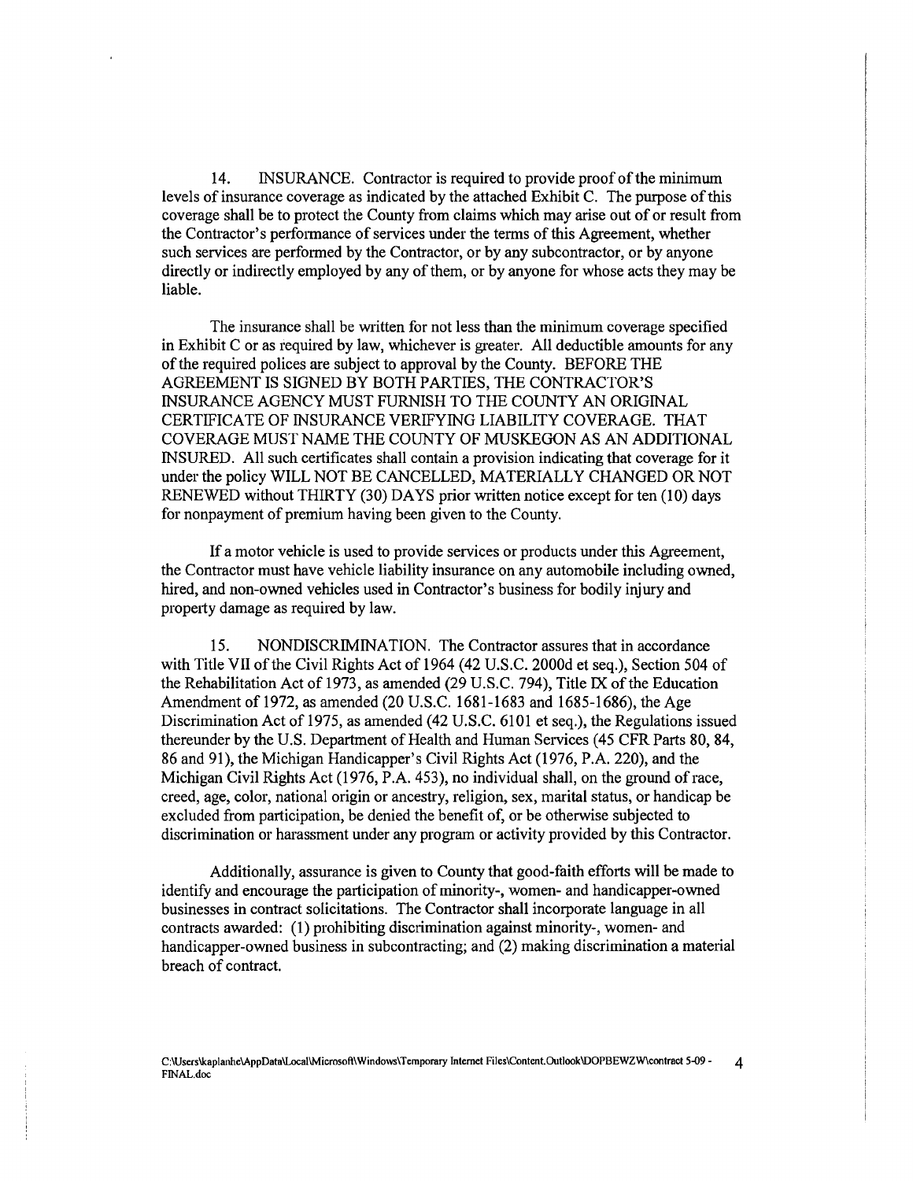14. INSURANCE. Contractor is required to provide proof of the minimum levels of insurance coverage as indicated by the attached Exhibit C. The purpose of this coverage shall be to protect the County from claims which may arise out of or result from the Contractor's performance of services under the terms of this Agreement, whether such services are performed by the Contractor, or by any subcontractor, or by anyone directly or indirectly employed by any of them, or by anyone for whose acts they may be liable.

The insurance shall be written for not less than the minimum coverage specified in Exhibit C or as required by law, whichever is greater. All deductible amounts for any of the required polices are subject to approval by the County. BEFORE THE AGREEMENT IS SIGNED BY BOTH PARTIES, THE CONTRACTOR'S INSURANCE AGENCY MUST FURNISH TO THE COUNTY AN ORIGINAL CERTIFICATE OF INSURANCE VERIFYING LIABILITY COVERAGE. THAT COVERAGE MUST NAME THE COUNTY OF MUSKEGON AS AN ADDITIONAL INSURED. All such certificates shall contain a provision indicating that coverage for it under the policy WILL NOT BE CANCELLED, MATERIALLY CHANGED OR NOT RENEWED without THIRTY (30) DAYS prior written notice except for ten (10) days for nonpayment of premium having been given to the County.

If a motor vehicle is used to provide services or products under this Agreement, the Contractor must have vehicle liability insurance on any automobile including owned, hired, and non-owned vehicles used in Contractor's business for bodily injury and property damage as required by law.

15. NONDISCRIMINATION. The Contractor assures that in accordance with Title VII of the Civil Rights Act of 1964 (42 U.S.C. 2000d et seq.), Section 504 of the Rehabilitation Act of 1973, as amended (29 U.S.C. 794), Title IX of the Education Amendment of 1972, as amended (20 U.S.C. 1681-1683 and 1685-1686), the Age Discrimination Act of 1975, as amended (42 U.S.C. 6101 et seq.), the Regulations issued thereunder by the U.S. Department of Health and Human Services (45 CFR Parts 80, 84, 86 and 91), the Michigan Handicapper's Civil Rights Act (1976, P.A. 220), and the Michigan Civil Rights Act (1976, P.A. 453), no individual shall, on the ground of race, creed, age, color, national origin or ancestry, religion, sex, marital status, or handicap be excluded from participation, be denied the benefit of, or be otherwise subjected to discrimination or harassment under any program or activity provided by this Contractor.

Additionally, assurance is given to County that good-faith efforts will be made to identify and encourage the participation of minority-, women- and handicapper-owned businesses in contract solicitations. The Contractor shall incorporate language in all contracts awarded: (1) prohibiting discrimination against minority-, women- and handicapper-owned business in subcontracting; and (2) making discrimination a material breach of contract.

C:\Users\kaplanhe\AppData\Local\Microsoft\Windows\Temporary Internet Files\Content.Outlook\DOPBEWZW\contract 5-09 - FINAL.doc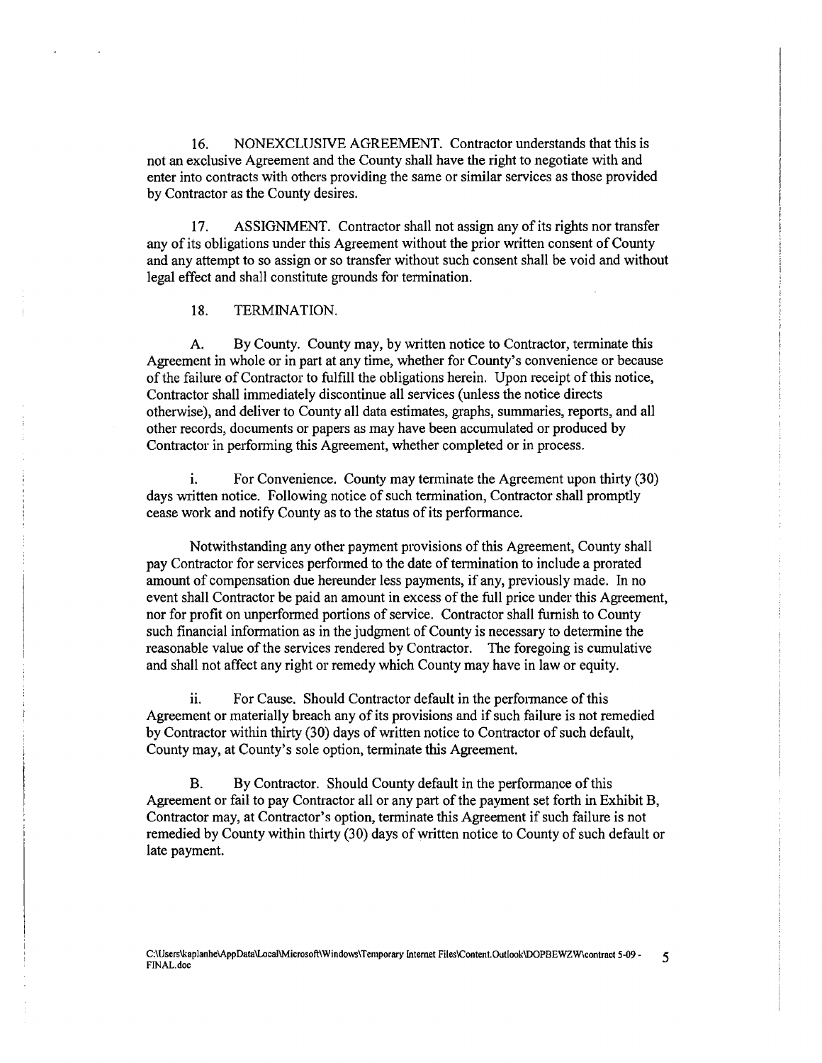16. NONEXCLUSIVE AGREEMENT. Contractor understands that this is not an exclusive Agreement and the County shall have the right to negotiate with and enter into contracts with others providing the same or similar services as those provided by Contractor as the County desires.

17. ASSIGNMENT. Contractor shall not assign any of its rights nor transfer any of its obligations under this Agreement without the prior written consent of County and any attempt to so assign or so transfer without such consent shall be void and without legal effect and shall constitute grounds for termination.

18. TERMINATION.

A. By County. County may, by written notice to Contractor, terminate this Agreement in whole or in part at any time, whether for County's convenience or because of the failure of Contractor to fulfill the obligations herein. Upon receipt of this notice, Contractor shall immediately discontinue all services (unless the notice directs otherwise), and deliver to County all data estimates, graphs, summaries, reports, and all other records, documents or papers as may have been accumulated or produced by Contractor in performing this Agreement, whether completed or in process.

i. For Convenience. County may terminate the Agreement upon thirty (30) days written notice. Following notice of such termination, Contractor shall promptly cease work and notify County as to the status of its performance.

Notwithstanding any other payment provisions of this Agreement, County shall pay Contractor for services performed to the date of termination to include a prorated amount of compensation due hereunder less payments, if any, previously made. In no event shall Contractor be paid an amount in excess of the full price under this Agreement, nor for profit on unperformed portions of service. Contractor shall furnish to County such financial information as in the judgment of County is necessary to determine the reasonable value of the services rendered by Contractor. The foregoing is cumulative and shall not affect any right or remedy which County may have in law or equity.

ii. For Cause. Should Contractor default in the performance of this Agreement or materially breach any of its provisions and if such failure is not remedied by Contractor within thirty (30) days of written notice to Contractor of such default, County may, at County's sole option, terminate this Agreement.

B. By Contractor. Should County default in the performance of this Agreement or fail to pay Contractor all or any part of the payment set forth in Exhibit B, Contractor may, at Contractor's option, terminate this Agreement if such failure is not remedied by County within thirty (30) days of written notice to County of such default or late payment.

C:\Users\kaplanhe\AppData\Local\Microsoft\Windows\Temporary Internet Files\Content.Outlook\DOPBEWZW\contract 5-09 - FINAL.doc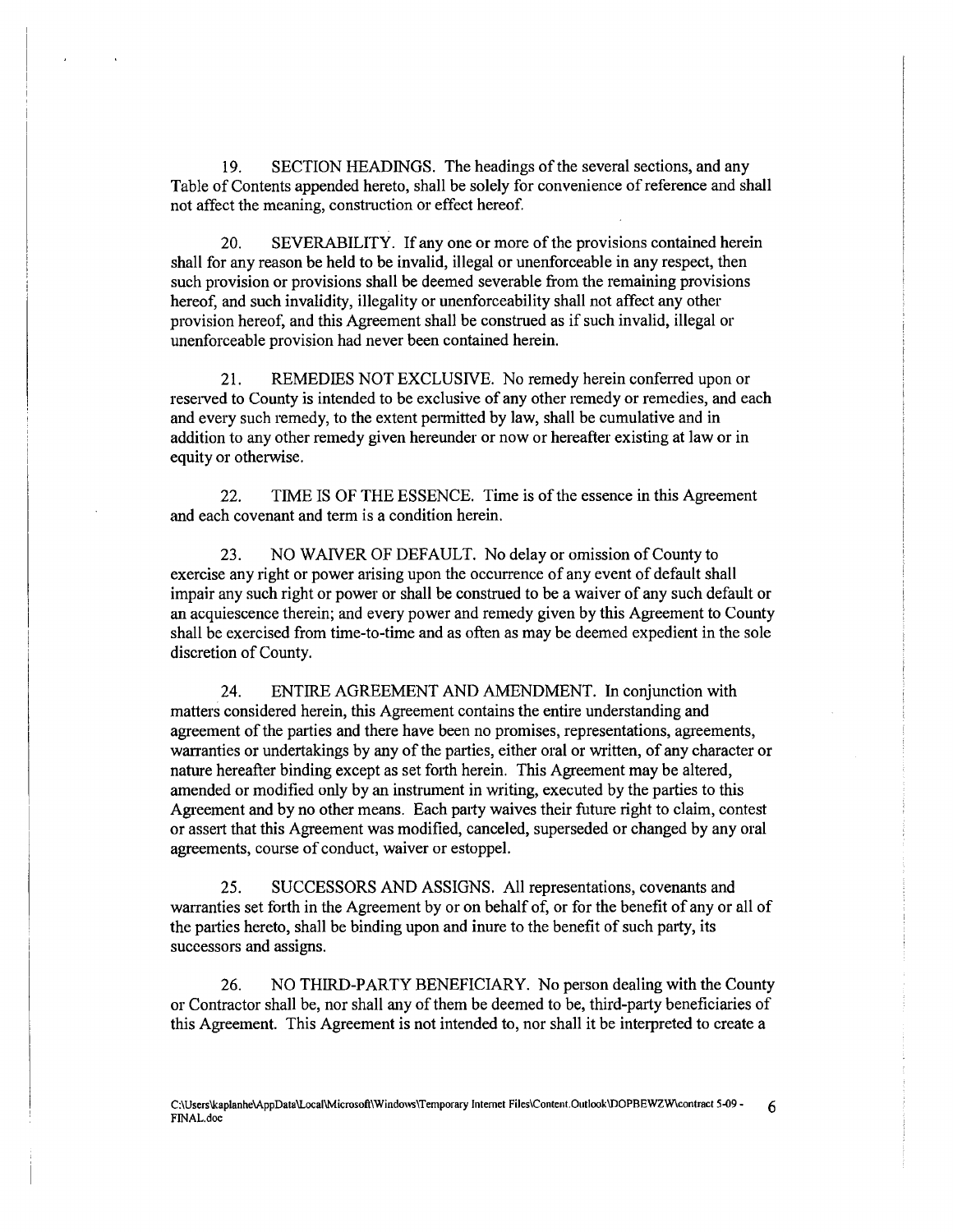19. SECTION HEADINGS. The headings of the several sections, and any Table of Contents appended hereto, shall be solely for convenience of reference and shall not affect the meaning, construction or effect hereof.

20. SEVERABILITY. If any one or more of the provisions contained herein shall for any reason be held to be invalid, illegal or unenforceable in any respect, then such provision or provisions shall be deemed severable from the remaining provisions hereof, and such invalidity, illegality or unenforceability shall not affect any other provision hereof, and this Agreement shall be construed as if such invalid, illegal or unenforceable provision had never been contained herein.

21. REMEDIES NOT EXCLUSIVE. No remedy herein conferred upon or reserved to County is intended to be exclusive of any other remedy or remedies, and each and every such remedy, to the extent permitted by law, shall be cumulative and in addition to any other remedy given hereunder or now or hereafter existing at law or in equity or otherwise.

22. TIME IS OF THE ESSENCE. Time is of the essence in this Agreement and each covenant and term is a condition herein.

23. NO WAIVER OF DEFAULT. No delay or omission of County to exercise any right or power arising upon the occurrence of any event of default shall impair any such right or power or shall be construed to be a waiver of any such default or an acquiescence therein; and every power and remedy given by this Agreement to County shall be exercised from time-to-time and as often as may be deemed expedient in the sole discretion of County.

24. ENTIRE AGREEMENT AND AMENDMENT. In conjunction with matters considered herein, this Agreement contains the entire understanding and agreement of the parties and there have been no promises, representations, agreements, warranties or undertakings by any of the parties, either oral or written, of any character or nature hereafter binding except as set forth herein. This Agreement may be altered, amended or modified only by an instrument in writing, executed by the parties to this Agreement and by no other means. Each party waives their future right to claim, contest or assert that this Agreement was modified, canceled, superseded or changed by any oral agreements, course of conduct, waiver or estoppel.

25. SUCCESSORS AND ASSIGNS. All representations, covenants and warranties set forth in the Agreement by or on behalf of, or for the benefit of any or all of the parties hereto, shall be binding upon and inure to the benefit of such party, its successors and assigns.

26. NO THIRD-PARTY BENEFICIARY. No person dealing with the County or Contractor shall be, nor shall any of them be deemed to be, third-party beneficiaries of this Agreement. This Agreement is not intended to, nor shall it be interpreted to create a

C:\Users\kaplanhe\AppData\Local\Microsoft\Windows\Temporary Internet Files\Content.Outlook\DOPBEWZW\contract 5-09 - FINAL.doc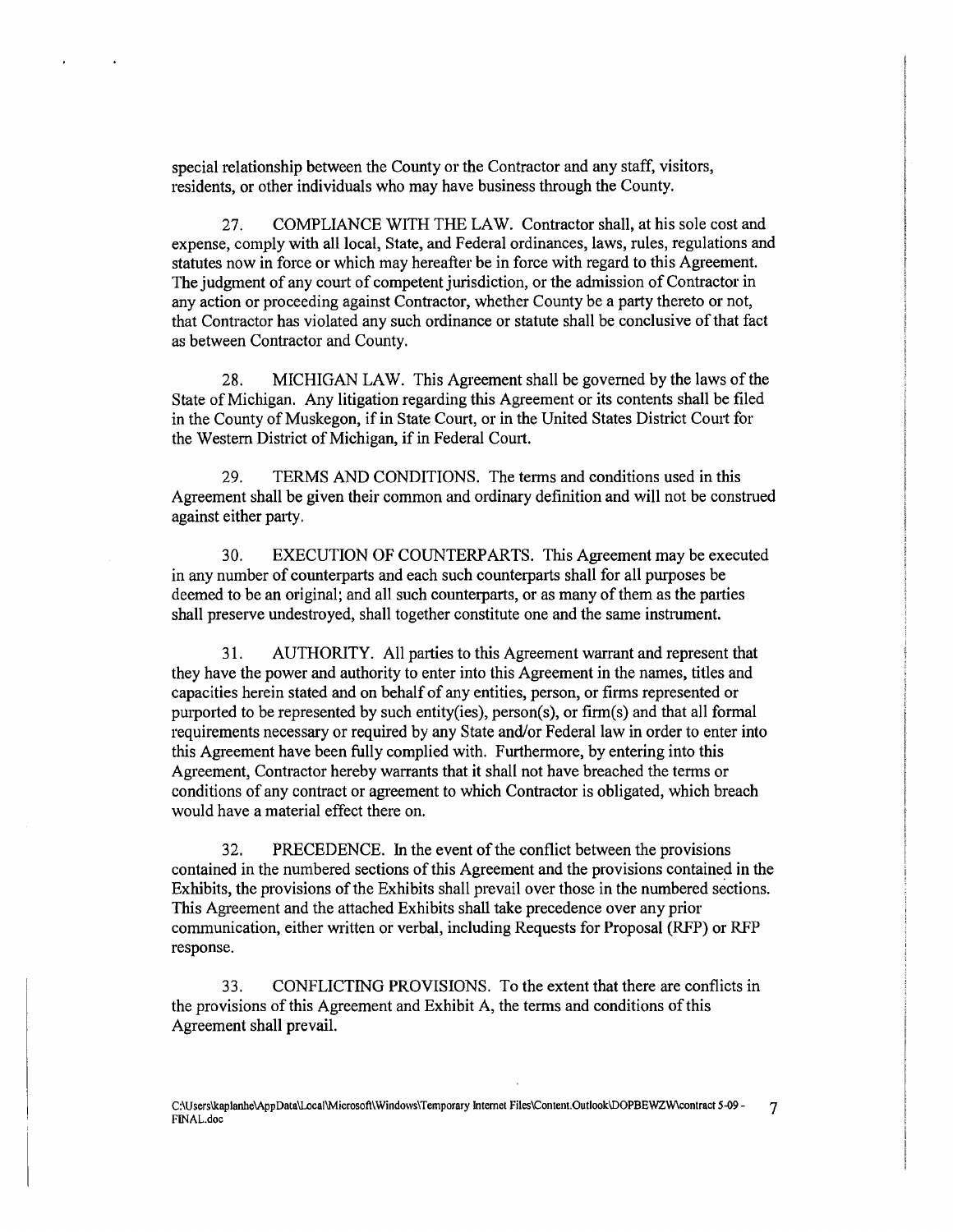special relationship between the County or the Contractor and any staff, visitors, residents, or other individuals who may have business through the County.

27. COMPLIANCE WITH THE LAW. Contractor shall, at his sole cost and expense, comply with all local, State, and Federal ordinances, laws, rules, regulations and statutes now in force or which may hereafter be in force with regard to this Agreement. The judgment of any court of competent jurisdiction, or the admission of Contractor in any action or proceeding against Contractor, whether County be a party thereto or not, that Contractor has violated any such ordinance or statute shall be conclusive of that fact as between Contractor and County.

28. MICHIGAN LAW. This Agreement shall be governed by the laws of the State of Michigan. Any litigation regarding this Agreement or its contents shall be filed in the County of Muskegon, if in State Court, or in the United States District Court for the Western District of Michigan, if in Federal Court.

29. TERMS AND CONDITIONS. The terms and conditions used in this Agreement shall be given their common and ordinary definition and will not be construed against either party.

30. EXECUTION OF COUNTERPARTS. This Agreement may be executed in any number of counterparts and each such counterparts shall for all purposes be deemed to be an original; and all such counterparts, or as many of them as the parties shall preserve undestroyed, shall together constitute one and the same instrument.

31. AUTHORITY. All parties to this Agreement warrant and represent that they have the power and authority to enter into this Agreement in the names, titles and capacities herein stated and on behalf of any entities, person, or firms represented or purported to be represented by such entity(ies), person(s), or firm(s) and that all formal requirements necessary or required by any State and/or Federal law in order to enter into this Agreement have been fully complied with. Furthermore, by entering into this Agreement, Contractor hereby warrants that it shall not have breached the terms or conditions of any contract or agreement to which Contractor is obligated, which breach would have a material effect there on.

32. PRECEDENCE. In the event of the conflict between the provisions contained in the numbered sections of this Agreement and the provisions contained in the Exhibits, the provisions of the Exhibits shall prevail over those in the numbered sections. This Agreement and the attached Exhibits shall take precedence over any prior communication, either written or verbal, including Requests for Proposal (RFP) or RFP response.

33. CONFLICTING PROVISIONS. To the extent that there are conflicts in the provisions of this Agreement and Exhibit A, the terms and conditions of this Agreement shall prevail.

C:\Users\kaplanhe\AppData\Local\Microsoft\Windows\Temporary Internet Files\Content.Outlook\DOPBEWZW\contract 5-09 - FINAL.doc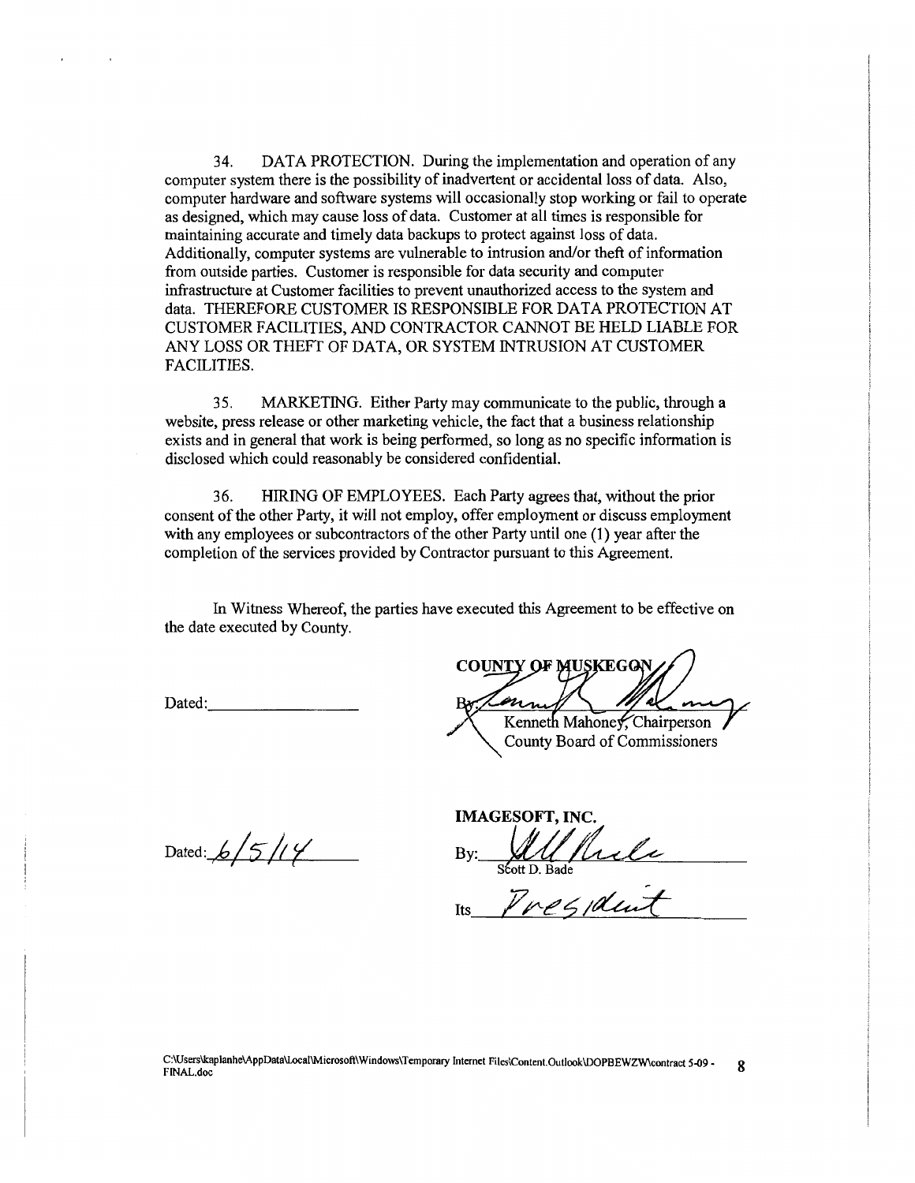34. DATA PROTECTION. During the implementation and operation of any computer system there is the possibility of inadvertent or accidental loss of data. Also, computer hardware and software systems will occasionally stop working or fail to operate as designed, which may cause loss of data. Customer at all times is responsible for maintaining accurate and timely data backups to protect against loss of data. Additionally, computer systems are vulnerable to intrusion and/or theft of information from outside parties. Customer is responsible for data security and computer infrastructure at Customer facilities to prevent unauthorized access to the system and data. THEREFORE CUSTOMER IS RESPONSIBLE FOR DATA PROTECTION AT CUSTOMER FACILITIES, AND CONTRACTOR CANNOT BE HELD LIABLE FOR ANY LOSS OR THEFT OF DATA, OR SYSTEM INTRUSION AT CUSTOMER FACILITIES.

35. MARKETING. Either Party may communicate to the public, through a website, press release or other marketing vehicle, the fact that a business relationship exists and in general that work is being performed, so long as no specific information is disclosed which could reasonably be considered confidential.

36. HIRING OF EMPLOYEES. Each Party agrees that, without the prior consent of the other Party, it will not employ, offer employment or discuss employment with any employees or subcontractors of the other Party until one (1) year after the completion of the services provided by Contractor pursuant to this Agreement.

In Witness Whereof, the parties have executed this Agreement to be effective on the date executed by County.

Dated:__________________

**COUNTY OF MUSKEGON**

By: ____________________
Kenneth Mahoney, Chairperson
County Board of Commissioners

Dated: 6/5/14

**IMAGESOFT, INC.**

By: ____________________
Scott D. Bade

Its President

C:\Users\kaplanhe\AppData\Local\Microsoft\Windows\Temporary Internet Files\Content.Outlook\DOPBEWZW\contract 5-09 - FINAL.doc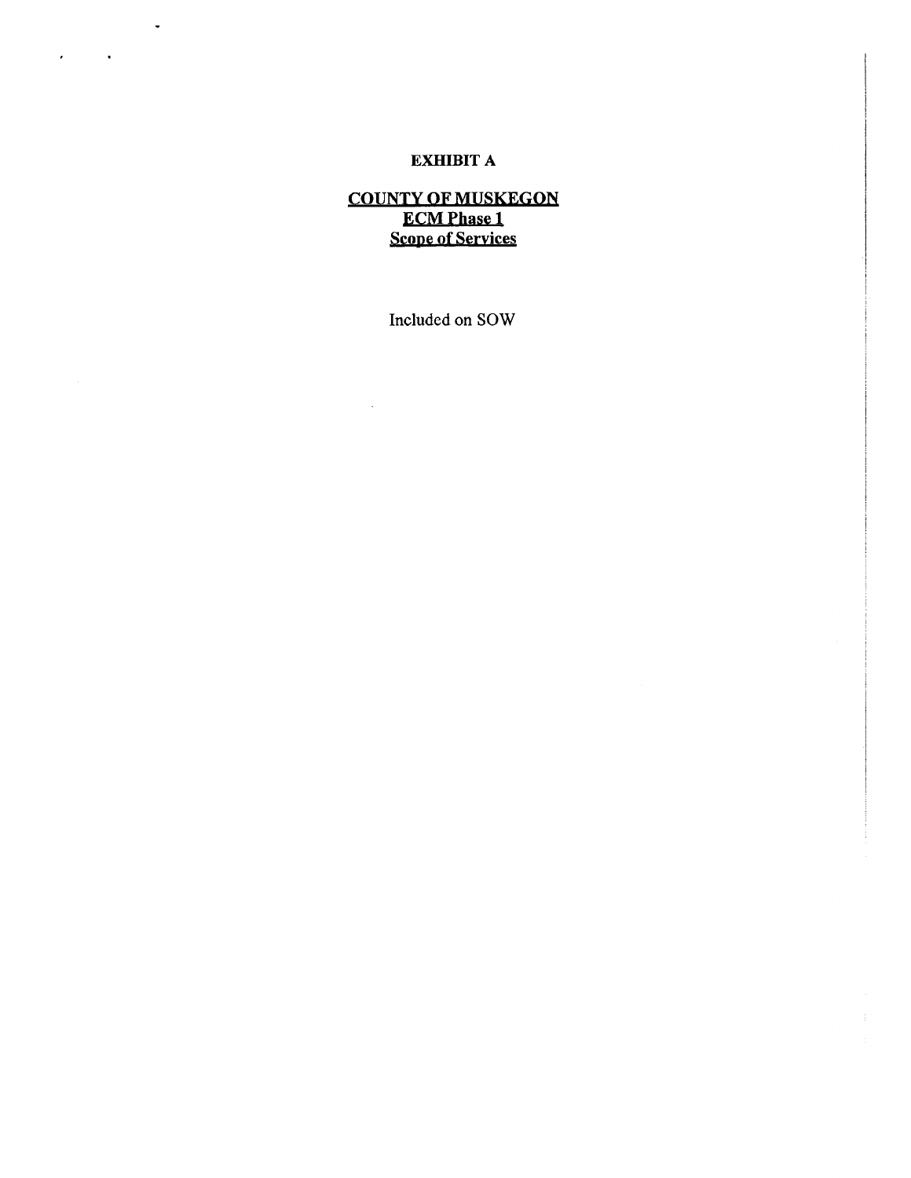**EXHIBIT A**

**COUNTY OF MUSKEGON**
**ECM Phase 1**
**Scope of Services**

Included on SOW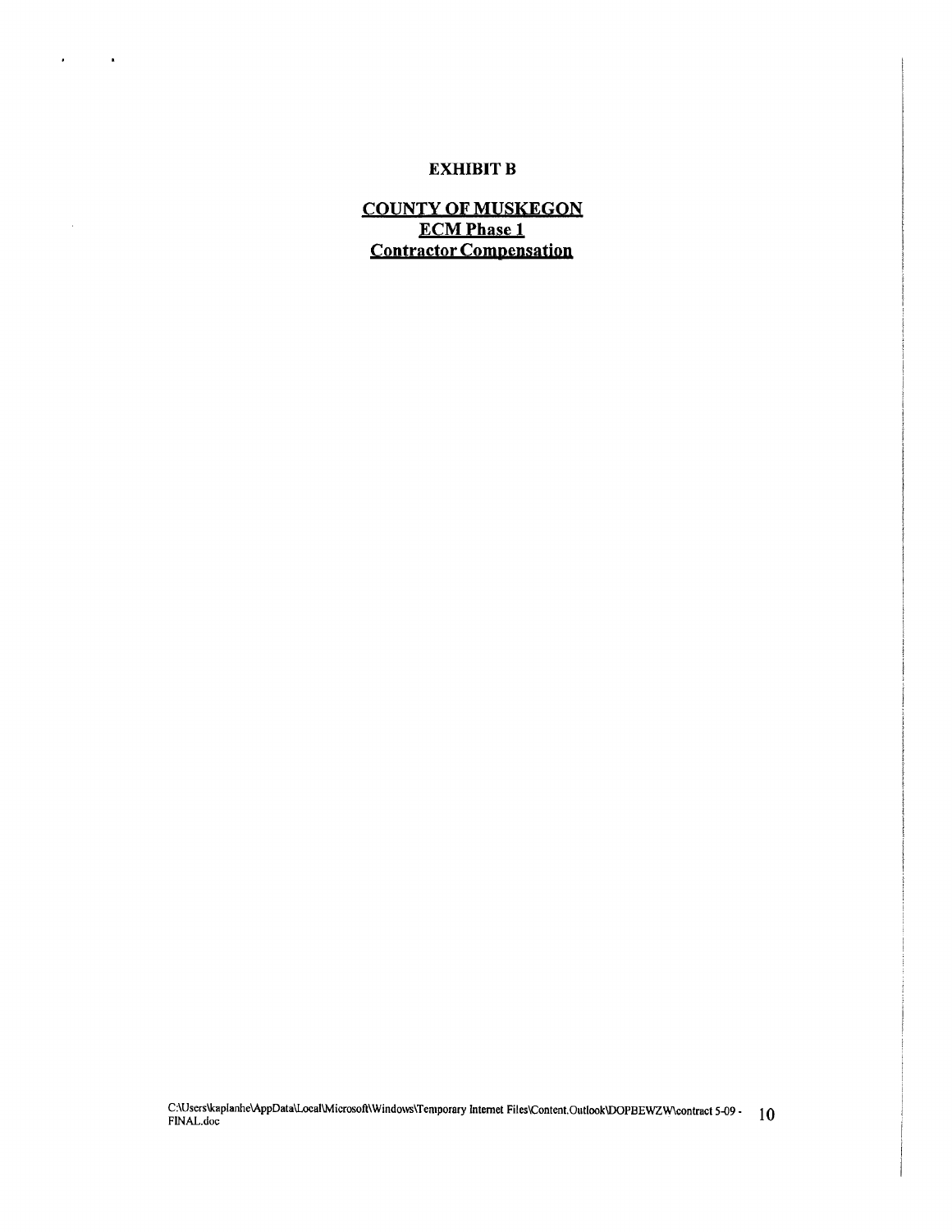# EXHIBIT B

## COUNTY OF MUSKEGON
## ECM Phase 1
## Contractor Compensation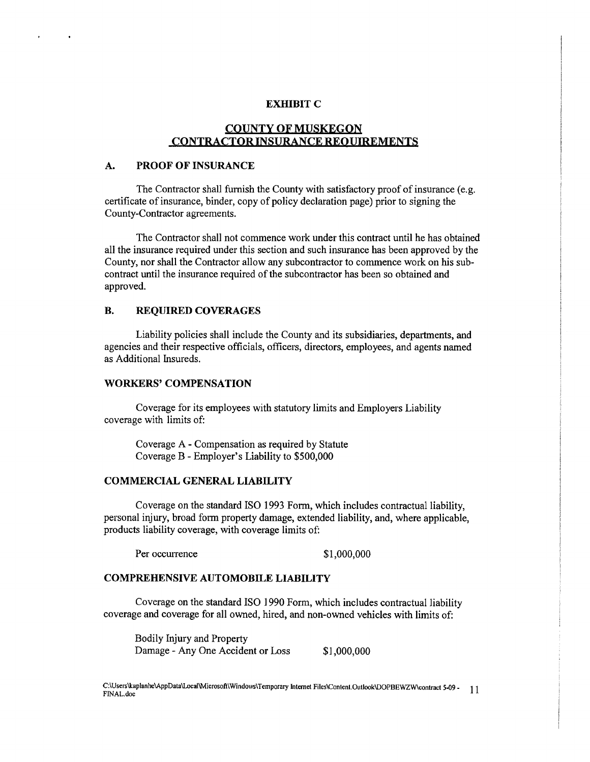# EXHIBIT C

## COUNTY OF MUSKEGON CONTRACTOR INSURANCE REQUIREMENTS

### A. PROOF OF INSURANCE

The Contractor shall furnish the County with satisfactory proof of insurance (e.g. certificate of insurance, binder, copy of policy declaration page) prior to signing the County-Contractor agreements.

The Contractor shall not commence work under this contract until he has obtained all the insurance required under this section and such insurance has been approved by the County, nor shall the Contractor allow any subcontractor to commence work on his sub-contract until the insurance required of the subcontractor has been so obtained and approved.

### B. REQUIRED COVERAGES

Liability policies shall include the County and its subsidiaries, departments, and agencies and their respective officials, officers, directors, employees, and agents named as Additional Insureds.

#### WORKERS' COMPENSATION

Coverage for its employees with statutory limits and Employers Liability coverage with limits of:

Coverage A - Compensation as required by Statute
Coverage B - Employer's Liability to $500,000

#### COMMERCIAL GENERAL LIABILITY

Coverage on the standard ISO 1993 Form, which includes contractual liability, personal injury, broad form property damage, extended liability, and, where applicable, products liability coverage, with coverage limits of:

| | |
|---|---|
| Per occurrence | $1,000,000 |

#### COMPREHENSIVE AUTOMOBILE LIABILITY

Coverage on the standard ISO 1990 Form, which includes contractual liability coverage and coverage for all owned, hired, and non-owned vehicles with limits of:

| | |
|---|---|
| Bodily Injury and Property Damage - Any One Accident or Loss | $1,000,000 |

C:\Users\kaplanhe\AppData\Local\Microsoft\Windows\Temporary Internet Files\Content.Outlook\DOPBEWZW\contract 5-09 - FINAL.doc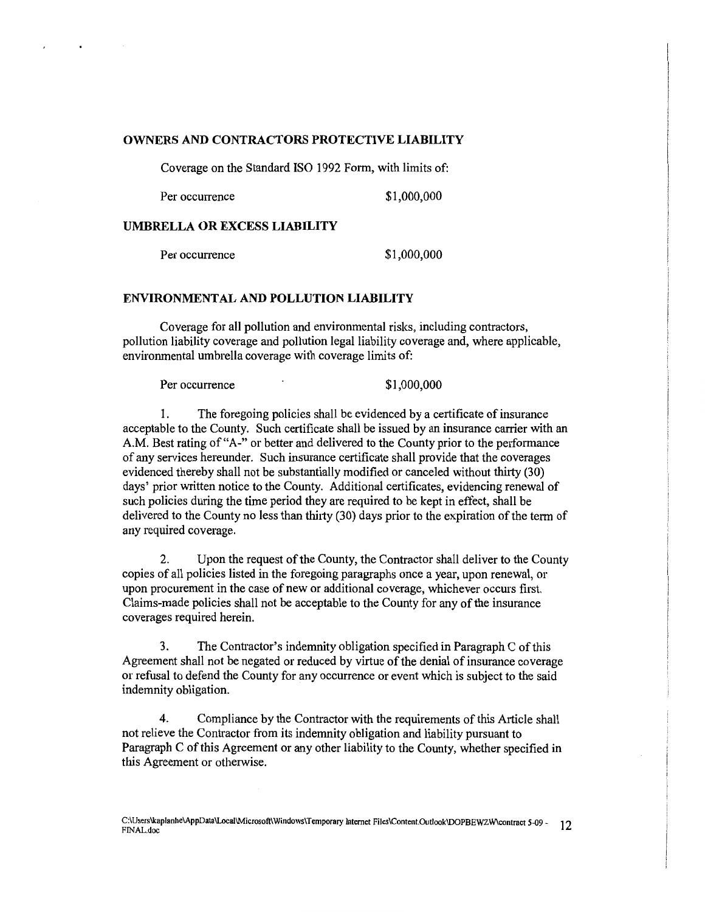**OWNERS AND CONTRACTORS PROTECTIVE LIABILITY**

Coverage on the Standard ISO 1992 Form, with limits of:

Per occurrence $1,000,000

**UMBRELLA OR EXCESS LIABILITY**

Per occurrence $1,000,000

**ENVIRONMENTAL AND POLLUTION LIABILITY**

Coverage for all pollution and environmental risks, including contractors, pollution liability coverage and pollution legal liability coverage and, where applicable, environmental umbrella coverage with coverage limits of:

Per occurrence $1,000,000

1. The foregoing policies shall be evidenced by a certificate of insurance acceptable to the County. Such certificate shall be issued by an insurance carrier with an A.M. Best rating of "A-" or better and delivered to the County prior to the performance of any services hereunder. Such insurance certificate shall provide that the coverages evidenced thereby shall not be substantially modified or canceled without thirty (30) days' prior written notice to the County. Additional certificates, evidencing renewal of such policies during the time period they are required to be kept in effect, shall be delivered to the County no less than thirty (30) days prior to the expiration of the term of any required coverage.

2. Upon the request of the County, the Contractor shall deliver to the County copies of all policies listed in the foregoing paragraphs once a year, upon renewal, or upon procurement in the case of new or additional coverage, whichever occurs first. Claims-made policies shall not be acceptable to the County for any of the insurance coverages required herein.

3. The Contractor's indemnity obligation specified in Paragraph C of this Agreement shall not be negated or reduced by virtue of the denial of insurance coverage or refusal to defend the County for any occurrence or event which is subject to the said indemnity obligation.

4. Compliance by the Contractor with the requirements of this Article shall not relieve the Contractor from its indemnity obligation and liability pursuant to Paragraph C of this Agreement or any other liability to the County, whether specified in this Agreement or otherwise.

C:\Users\kaplanhe\AppData\Local\Microsoft\Windows\Temporary Internet Files\Content.Outlook\DOPBEWZW\contract 5-09 - FINAL.doc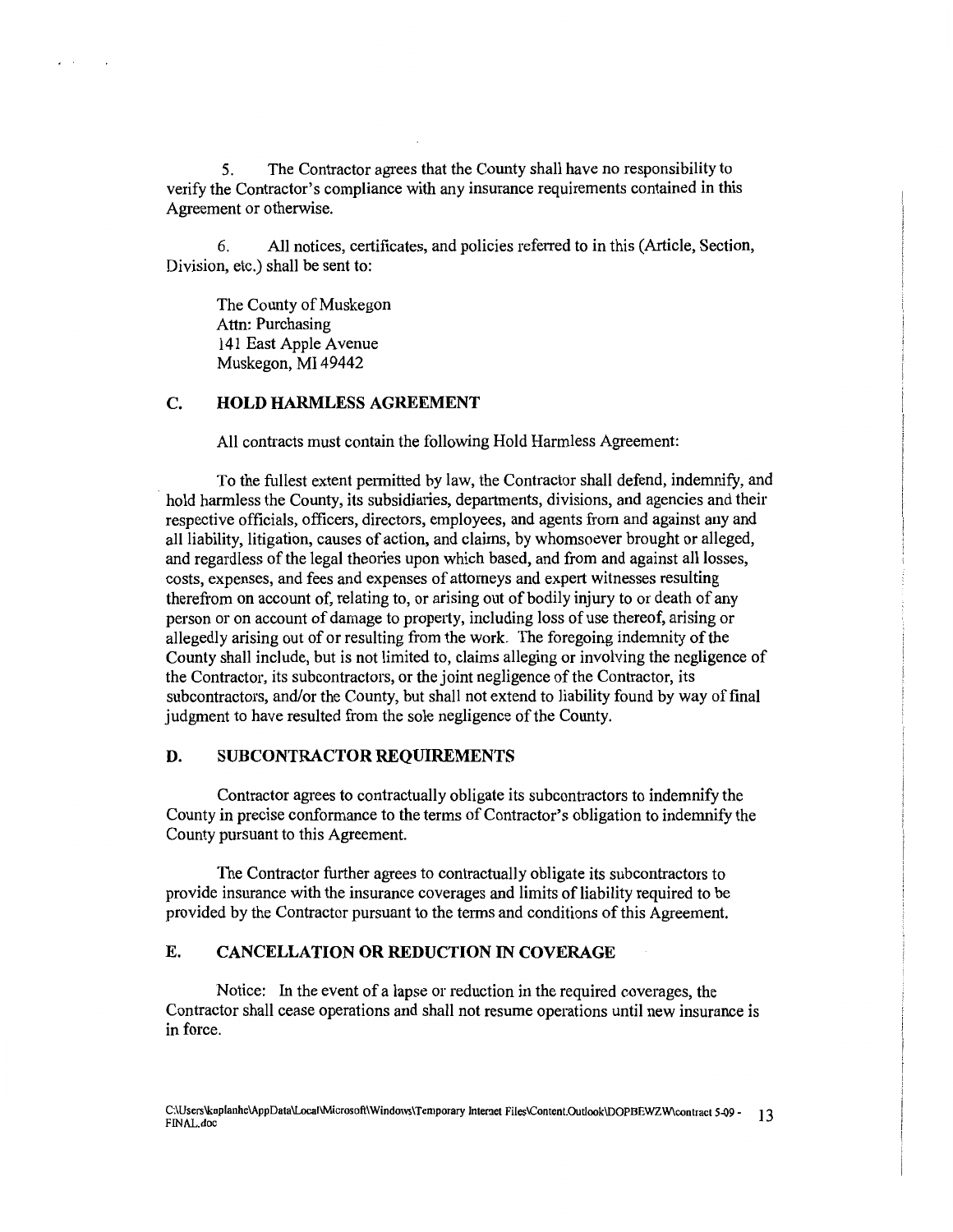5. The Contractor agrees that the County shall have no responsibility to verify the Contractor's compliance with any insurance requirements contained in this Agreement or otherwise.

6. All notices, certificates, and policies referred to in this (Article, Section, Division, etc.) shall be sent to:

The County of Muskegon
Attn: Purchasing
141 East Apple Avenue
Muskegon, MI 49442

## C. HOLD HARMLESS AGREEMENT

All contracts must contain the following Hold Harmless Agreement:

To the fullest extent permitted by law, the Contractor shall defend, indemnify, and hold harmless the County, its subsidiaries, departments, divisions, and agencies and their respective officials, officers, directors, employees, and agents from and against any and all liability, litigation, causes of action, and claims, by whomsoever brought or alleged, and regardless of the legal theories upon which based, and from and against all losses, costs, expenses, and fees and expenses of attorneys and expert witnesses resulting therefrom on account of, relating to, or arising out of bodily injury to or death of any person or on account of damage to property, including loss of use thereof, arising or allegedly arising out of or resulting from the work. The foregoing indemnity of the County shall include, but is not limited to, claims alleging or involving the negligence of the Contractor, its subcontractors, or the joint negligence of the Contractor, its subcontractors, and/or the County, but shall not extend to liability found by way of final judgment to have resulted from the sole negligence of the County.

## D. SUBCONTRACTOR REQUIREMENTS

Contractor agrees to contractually obligate its subcontractors to indemnify the County in precise conformance to the terms of Contractor's obligation to indemnify the County pursuant to this Agreement.

The Contractor further agrees to contractually obligate its subcontractors to provide insurance with the insurance coverages and limits of liability required to be provided by the Contractor pursuant to the terms and conditions of this Agreement.

## E. CANCELLATION OR REDUCTION IN COVERAGE

Notice: In the event of a lapse or reduction in the required coverages, the Contractor shall cease operations and shall not resume operations until new insurance is in force.

C:\Users\kaplanhe\AppData\Local\Microsoft\Windows\Temporary Internet Files\Content.Outlook\DOPBEWZW\contract 5-09 - FINAL.doc